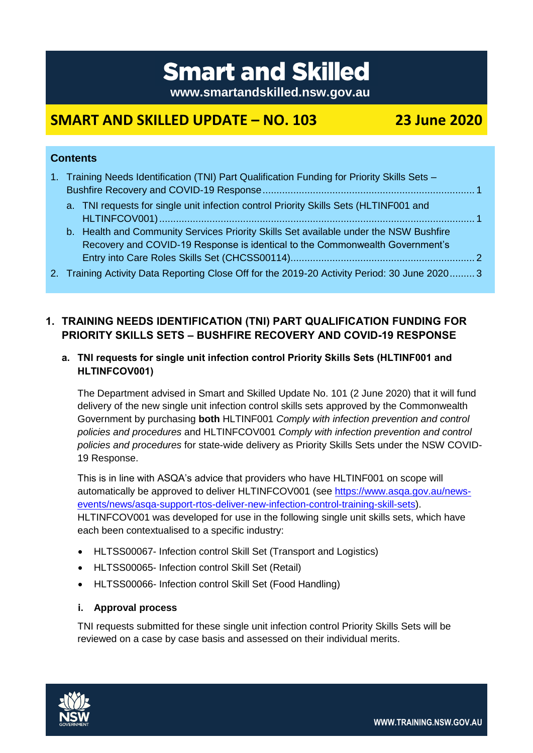# Smart and Skilled

**www.smartandskilled.nsw.gov.au**

## SMART AND SKILLED UPDATE – NO. 103 — 23 June 2020

**Contents**

1. Training Needs Identification (TNI) Part Qualification Funding for Priority Skills Sets – Bushfire Recovery and COVID-19 Response ........................................................................ 1
   a. TNI requests for single unit infection control Priority Skills Sets (HLTINF001 and HLTINFCOV001) ................................................................................................................ 1
   b. Health and Community Services Priority Skills Set available under the NSW Bushfire Recovery and COVID-19 Response is identical to the Commonwealth Government's Entry into Care Roles Skills Set (CHCSS00114)................................................................... 2
2. Training Activity Data Reporting Close Off for the 2019-20 Activity Period: 30 June 2020......... 3

## 1. TRAINING NEEDS IDENTIFICATION (TNI) PART QUALIFICATION FUNDING FOR PRIORITY SKILLS SETS – BUSHFIRE RECOVERY AND COVID-19 RESPONSE

### a. TNI requests for single unit infection control Priority Skills Sets (HLTINF001 and HLTINFCOV001)

The Department advised in Smart and Skilled Update No. 101 (2 June 2020) that it will fund delivery of the new single unit infection control skills sets approved by the Commonwealth Government by purchasing **both** HLTINF001 *Comply with infection prevention and control policies and procedures* and HLTINFCOV001 *Comply with infection prevention and control policies and procedures* for state-wide delivery as Priority Skills Sets under the NSW COVID-19 Response.

This is in line with ASQA's advice that providers who have HLTINF001 on scope will automatically be approved to deliver HLTINFCOV001 (see https://www.asqa.gov.au/news-events/news/asqa-support-rtos-deliver-new-infection-control-training-skill-sets). HLTINFCOV001 was developed for use in the following single unit skills sets, which have each been contextualised to a specific industry:

- HLTSS00067- Infection control Skill Set (Transport and Logistics)
- HLTSS00065- Infection control Skill Set (Retail)
- HLTSS00066- Infection control Skill Set (Food Handling)

#### i. Approval process

TNI requests submitted for these single unit infection control Priority Skills Sets will be reviewed on a case by case basis and assessed on their individual merits.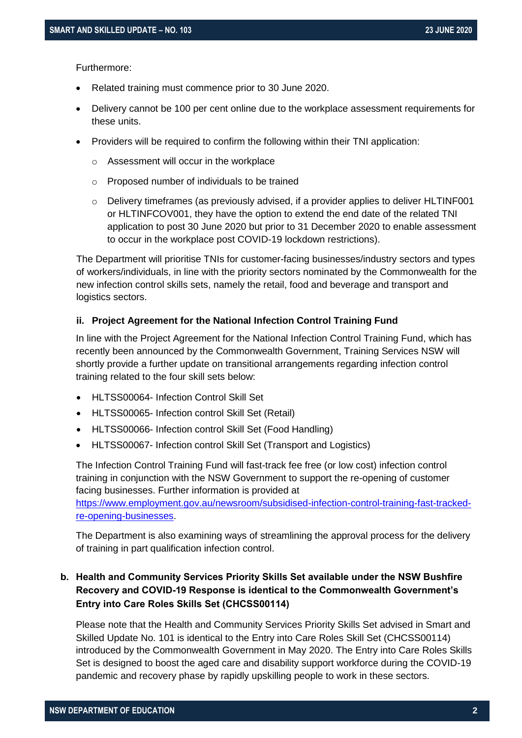Furthermore:

- Related training must commence prior to 30 June 2020.
- Delivery cannot be 100 per cent online due to the workplace assessment requirements for these units.
- Providers will be required to confirm the following within their TNI application:
  - Assessment will occur in the workplace
  - Proposed number of individuals to be trained
  - Delivery timeframes (as previously advised, if a provider applies to deliver HLTINF001 or HLTINFCOV001, they have the option to extend the end date of the related TNI application to post 30 June 2020 but prior to 31 December 2020 to enable assessment to occur in the workplace post COVID-19 lockdown restrictions).

The Department will prioritise TNIs for customer-facing businesses/industry sectors and types of workers/individuals, in line with the priority sectors nominated by the Commonwealth for the new infection control skills sets, namely the retail, food and beverage and transport and logistics sectors.

#### ii. Project Agreement for the National Infection Control Training Fund

In line with the Project Agreement for the National Infection Control Training Fund, which has recently been announced by the Commonwealth Government, Training Services NSW will shortly provide a further update on transitional arrangements regarding infection control training related to the four skill sets below:

- HLTSS00064- Infection Control Skill Set
- HLTSS00065- Infection control Skill Set (Retail)
- HLTSS00066- Infection control Skill Set (Food Handling)
- HLTSS00067- Infection control Skill Set (Transport and Logistics)

The Infection Control Training Fund will fast-track fee free (or low cost) infection control training in conjunction with the NSW Government to support the re-opening of customer facing businesses. Further information is provided at [https://www.employment.gov.au/newsroom/subsidised-infection-control-training-fast-tracked-re-opening-businesses](https://www.employment.gov.au/newsroom/subsidised-infection-control-training-fast-tracked-re-opening-businesses).

The Department is also examining ways of streamlining the approval process for the delivery of training in part qualification infection control.

### b. Health and Community Services Priority Skills Set available under the NSW Bushfire Recovery and COVID-19 Response is identical to the Commonwealth Government's Entry into Care Roles Skills Set (CHCSS00114)

Please note that the Health and Community Services Priority Skills Set advised in Smart and Skilled Update No. 101 is identical to the Entry into Care Roles Skill Set (CHCSS00114) introduced by the Commonwealth Government in May 2020. The Entry into Care Roles Skills Set is designed to boost the aged care and disability support workforce during the COVID-19 pandemic and recovery phase by rapidly upskilling people to work in these sectors.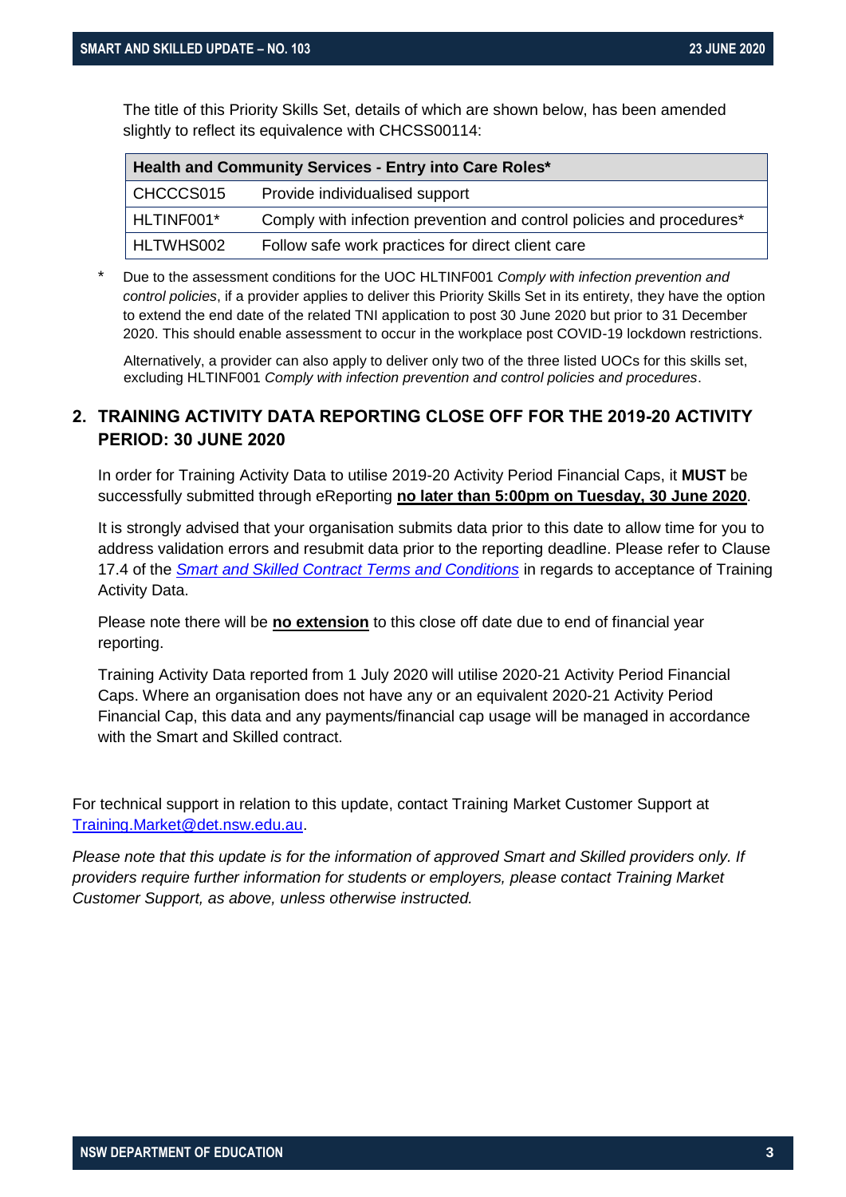The title of this Priority Skills Set, details of which are shown below, has been amended slightly to reflect its equivalence with CHCSS00114:

| Health and Community Services - Entry into Care Roles* | |
|---|---|
| CHCCCS015 | Provide individualised support |
| HLTINF001* | Comply with infection prevention and control policies and procedures* |
| HLTWHS002 | Follow safe work practices for direct client care |

\* Due to the assessment conditions for the UOC HLTINF001 *Comply with infection prevention and control policies*, if a provider applies to deliver this Priority Skills Set in its entirety, they have the option to extend the end date of the related TNI application to post 30 June 2020 but prior to 31 December 2020. This should enable assessment to occur in the workplace post COVID-19 lockdown restrictions.

Alternatively, a provider can also apply to deliver only two of the three listed UOCs for this skills set, excluding HLTINF001 *Comply with infection prevention and control policies and procedures*.

## 2. TRAINING ACTIVITY DATA REPORTING CLOSE OFF FOR THE 2019-20 ACTIVITY PERIOD: 30 JUNE 2020

In order for Training Activity Data to utilise 2019-20 Activity Period Financial Caps, it **MUST** be successfully submitted through eReporting **no later than 5:00pm on Tuesday, 30 June 2020**.

It is strongly advised that your organisation submits data prior to this date to allow time for you to address validation errors and resubmit data prior to the reporting deadline. Please refer to Clause 17.4 of the *Smart and Skilled Contract Terms and Conditions* in regards to acceptance of Training Activity Data.

Please note there will be **no extension** to this close off date due to end of financial year reporting.

Training Activity Data reported from 1 July 2020 will utilise 2020-21 Activity Period Financial Caps. Where an organisation does not have any or an equivalent 2020-21 Activity Period Financial Cap, this data and any payments/financial cap usage will be managed in accordance with the Smart and Skilled contract.

For technical support in relation to this update, contact Training Market Customer Support at Training.Market@det.nsw.edu.au.

*Please note that this update is for the information of approved Smart and Skilled providers only. If providers require further information for students or employers, please contact Training Market Customer Support, as above, unless otherwise instructed.*